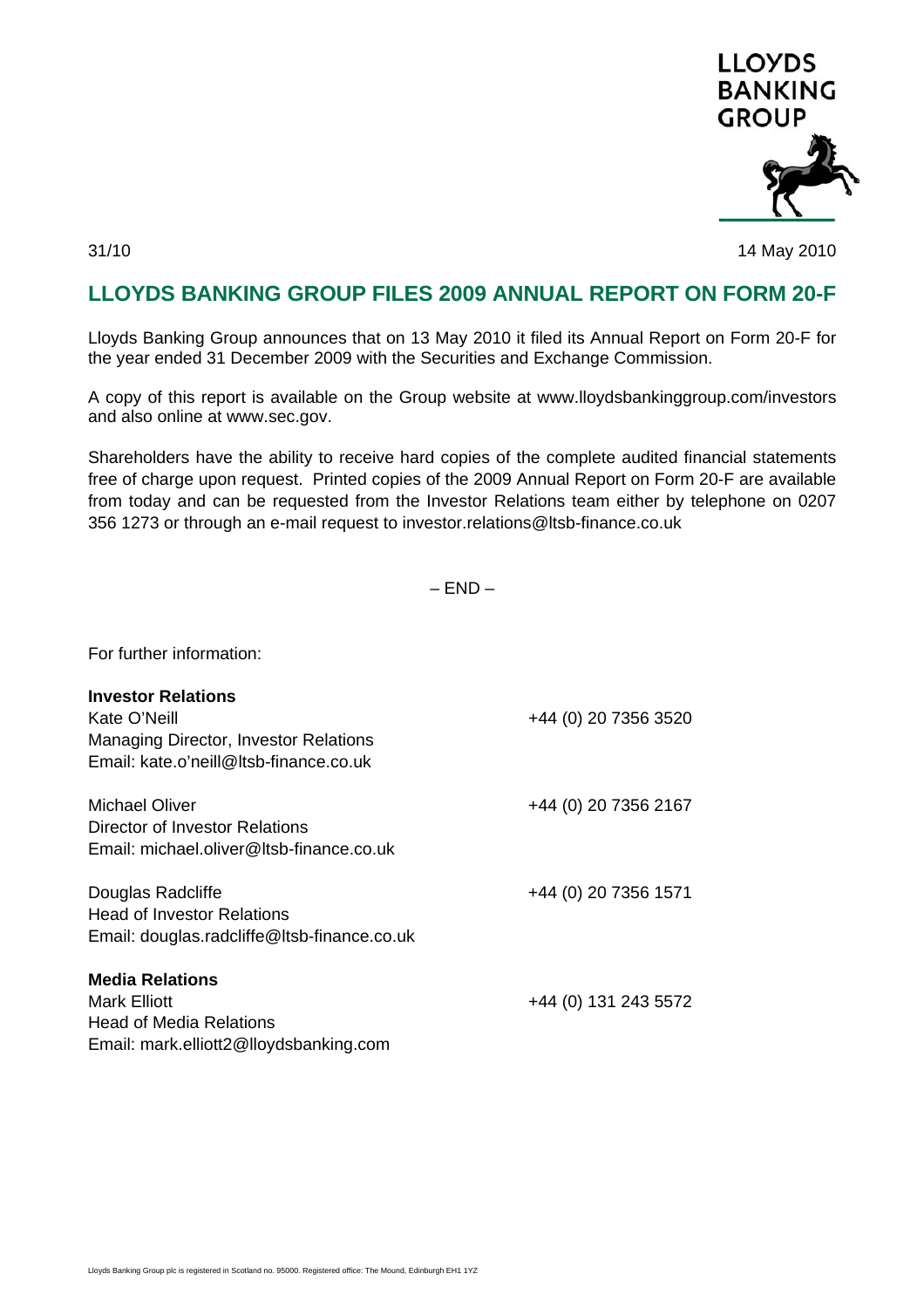LLOYDS BANKING GROUP

31/10 14 May 2010

# LLOYDS BANKING GROUP FILES 2009 ANNUAL REPORT ON FORM 20-F

Lloyds Banking Group announces that on 13 May 2010 it filed its Annual Report on Form 20-F for the year ended 31 December 2009 with the Securities and Exchange Commission.

A copy of this report is available on the Group website at www.lloydsbankinggroup.com/investors and also online at www.sec.gov.

Shareholders have the ability to receive hard copies of the complete audited financial statements free of charge upon request. Printed copies of the 2009 Annual Report on Form 20-F are available from today and can be requested from the Investor Relations team either by telephone on 0207 356 1273 or through an e-mail request to investor.relations@ltsb-finance.co.uk

– END –

For further information:

**Investor Relations**

Kate O'Neill — +44 (0) 20 7356 3520
Managing Director, Investor Relations
Email: kate.o'neill@ltsb-finance.co.uk

Michael Oliver — +44 (0) 20 7356 2167
Director of Investor Relations
Email: michael.oliver@ltsb-finance.co.uk

Douglas Radcliffe — +44 (0) 20 7356 1571
Head of Investor Relations
Email: douglas.radcliffe@ltsb-finance.co.uk

**Media Relations**

Mark Elliott — +44 (0) 131 243 5572
Head of Media Relations
Email: mark.elliott2@lloydsbanking.com

Lloyds Banking Group plc is registered in Scotland no. 95000. Registered office: The Mound, Edinburgh EH1 1YZ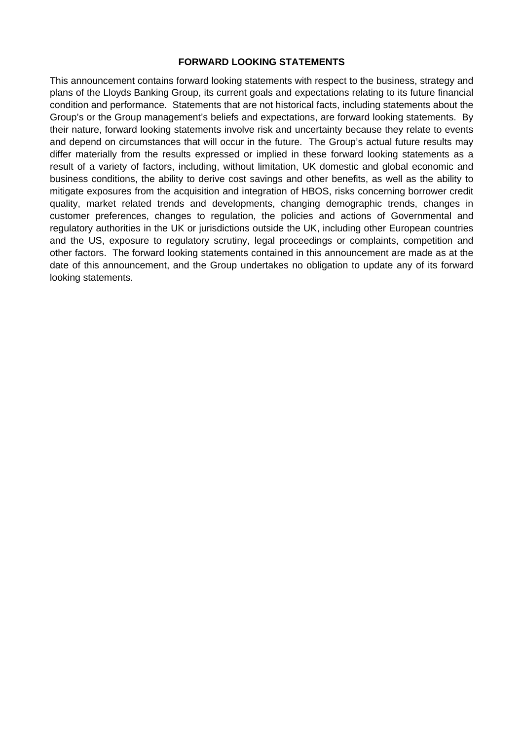**FORWARD LOOKING STATEMENTS**

This announcement contains forward looking statements with respect to the business, strategy and plans of the Lloyds Banking Group, its current goals and expectations relating to its future financial condition and performance. Statements that are not historical facts, including statements about the Group's or the Group management's beliefs and expectations, are forward looking statements. By their nature, forward looking statements involve risk and uncertainty because they relate to events and depend on circumstances that will occur in the future. The Group's actual future results may differ materially from the results expressed or implied in these forward looking statements as a result of a variety of factors, including, without limitation, UK domestic and global economic and business conditions, the ability to derive cost savings and other benefits, as well as the ability to mitigate exposures from the acquisition and integration of HBOS, risks concerning borrower credit quality, market related trends and developments, changing demographic trends, changes in customer preferences, changes to regulation, the policies and actions of Governmental and regulatory authorities in the UK or jurisdictions outside the UK, including other European countries and the US, exposure to regulatory scrutiny, legal proceedings or complaints, competition and other factors. The forward looking statements contained in this announcement are made as at the date of this announcement, and the Group undertakes no obligation to update any of its forward looking statements.